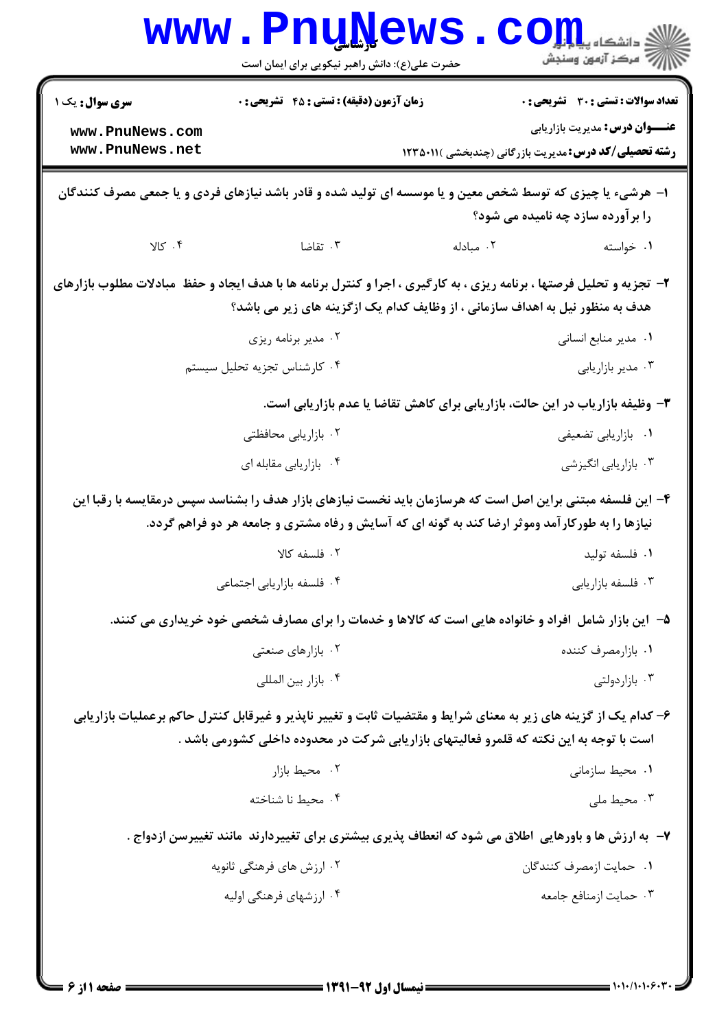سری سوال: یک ۱

زمان آزمون (دقیقه) : تستی : ۴۵ تشریحی : ۰

تعداد سوالات : تستی : ۳۰ تشریحی : ۰

**عنـــوان درس:** مدیریت بازاریابی

**رشته تحصیلی/کد درس:** مدیریت بازرگانی (چندبخشی )۱۲۳۵۰۱۱

**۱– هرشیء یا چیزی که توسط شخص معین و یا موسسه ای تولید شده و قادر باشد نیازهای فردی و یا جمعی مصرف کنندگان را برآورده سازد چه نامیده می شود؟**

۱. خواسته
۲. مبادله
۳. تقاضا
۴. کالا

**۲– تجزیه و تحلیل فرصتها ، برنامه ریزی ، به کارگیری ، اجرا و کنترل برنامه ها با هدف ایجاد و حفظ مبادلات مطلوب بازارهای هدف به منظور نیل به اهداف سازمانی ، از وظایف کدام یک ازگزینه های زیر می باشد؟**

۱. مدیر منابع انسانی
۲. مدیر برنامه ریزی
۳. مدیر بازاریابی
۴. کارشناس تجزیه تحلیل سیستم

**۳– وظیفه بازاریاب در این حالت، بازاریابی برای کاهش تقاضا یا عدم بازاریابی است.**

۱. بازاریابی تضعیفی
۲. بازاریابی محافظتی
۳. بازاریابی انگیزشی
۴. بازاریابی مقابله ای

**۴– این فلسفه مبتنی براین اصل است که هرسازمان باید نخست نیازهای بازار هدف را بشناسد سپس درمقایسه با رقبا این نیازها را به طورکارآمد وموثر ارضا کند به گونه ای که آسایش و رفاه مشتری و جامعه هر دو فراهم گردد.**

۱. فلسفه تولید
۲. فلسفه کالا
۳. فلسفه بازاریابی
۴. فلسفه بازاریابی اجتماعی

**۵– این بازار شامل افراد و خانواده هایی است که کالاها و خدمات را برای مصارف شخصی خود خریداری می کنند.**

۱. بازارمصرف کننده
۲. بازارهای صنعتی
۳. بازاردولتی
۴. بازار بین المللی

**۶– کدام یک از گزینه های زیر به معنای شرایط و مقتضیات ثابت و تغییر ناپذیر و غیرقابل کنترل حاکم برعملیات بازاریابی است با توجه به این نکته که قلمرو فعالیتهای بازاریابی شرکت در محدوده داخلی کشورمی باشد .**

۱. محیط سازمانی
۲. محیط بازار
۳. محیط ملی
۴. محیط نا شناخته

**۷– به ارزش ها و باورهایی اطلاق می شود که انعطاف پذیری بیشتری برای تغییردارند مانند تغییرسن ازدواج .**

۱. حمایت ازمصرف کنندگان
۲. ارزش های فرهنگی ثانویه
۳. حمایت ازمنافع جامعه
۴. ارزشهای فرهنگی اولیه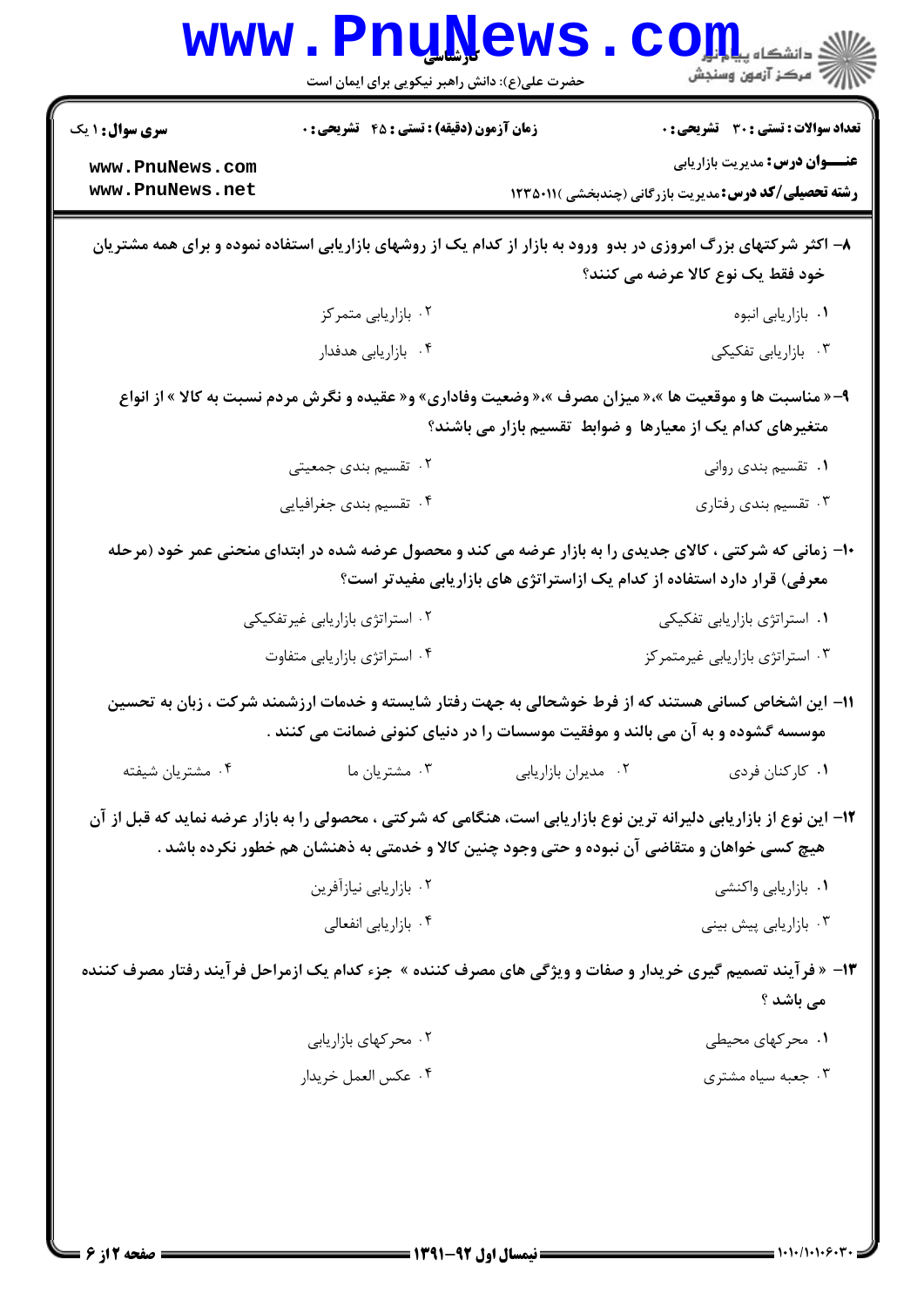**سری سوال:** ۱ یک | **زمان آزمون (دقیقه) : تستی : ۴۵ تشریحی : ۰** | **تعداد سوالات : تستی : ۳۰ تشریحی : ۰**

**عنـــوان درس:** مدیریت بازاریابی

**رشته تحصیلی/کد درس:** مدیریت بازرگانی (چندبخشی )۱۲۳۵۰۱۱

**۸- اکثر شرکتهای بزرگ امروزی در بدو ورود به بازار از کدام یک از روشهای بازاریابی استفاده نموده و برای همه مشتریان خود فقط یک نوع کالا عرضه می کنند؟**

۱. بازاریابی انبوه

۲. بازاریابی متمرکز

۳. بازاریابی تفکیکی

۴. بازاریابی هدفدار

**۹- « مناسبت ها و موقعیت ها »،« میزان مصرف »،« وضعیت وفاداری» و« عقیده و نگرش مردم نسبت به کالا » از انواع متغیرهای کدام یک از معیارها و ضوابط تقسیم بازار می باشند؟**

۱. تقسیم بندی روانی

۲. تقسیم بندی جمعیتی

۳. تقسیم بندی رفتاری

۴. تقسیم بندی جغرافیایی

**۱۰- زمانی که شرکتی ، کالای جدیدی را به بازار عرضه می کند و محصول عرضه شده در ابتدای منحنی عمر خود (مرحله معرفی) قرار دارد استفاده از کدام یک ازاستراتژی های بازاریابی مفیدتر است؟**

۱. استراتژی بازاریابی تفکیکی

۲. استراتژی بازاریابی غیرتفکیکی

۳. استراتژی بازاریابی غیرمتمرکز

۴. استراتژی بازاریابی متفاوت

**۱۱- این اشخاص کسانی هستند که از فرط خوشحالی به جهت رفتار شایسته و خدمات ارزشمند شرکت ، زبان به تحسین موسسه گشوده و به آن می بالند و موفقیت موسسات را در دنیای کنونی ضمانت می کنند .**

۱. کارکنان فردی

۲. مدیران بازاریابی

۳. مشتریان ما

۴. مشتریان شیفته

**۱۲- این نوع از بازاریابی دلیرانه ترین نوع بازاریابی است، هنگامی که شرکتی ، محصولی را به بازار عرضه نماید که قبل از آن هیچ کسی خواهان و متقاضی آن نبوده و حتی وجود چنین کالا و خدمتی به ذهنشان هم خطور نکرده باشد .**

۱. بازاریابی واکنشی

۲. بازاریابی نیازآفرین

۳. بازاریابی پیش بینی

۴. بازاریابی انفعالی

**۱۳- « فرآیند تصمیم گیری خریدار و صفات و ویژگی های مصرف کننده » جزء کدام یک ازمراحل فرآیند رفتار مصرف کننده می باشد ؟**

۱. محرکهای محیطی

۲. محرکهای بازاریابی

۳. جعبه سیاه مشتری

۴. عکس العمل خریدار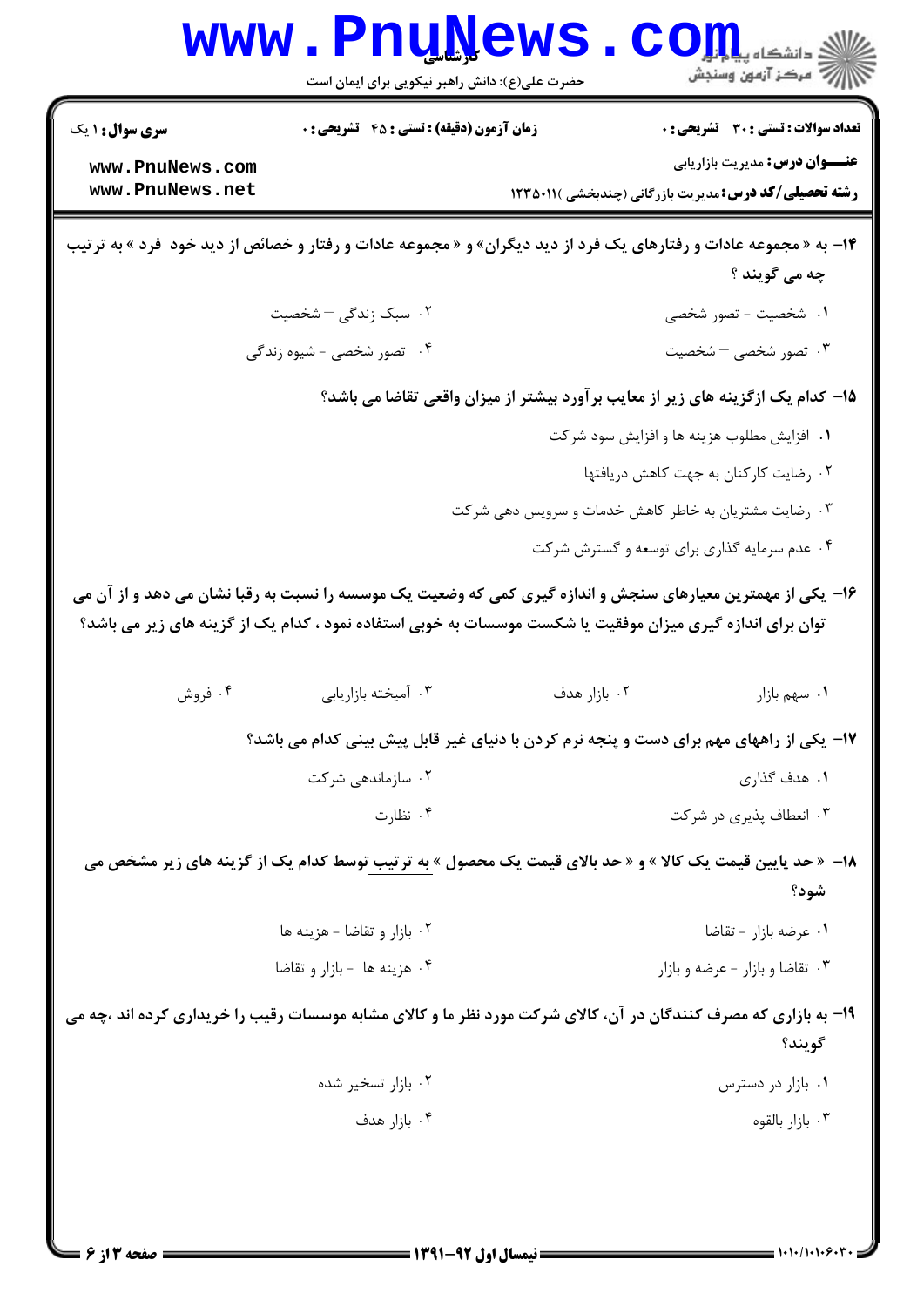۱۴- به « مجموعه عادات و رفتارهای یک فرد از دید دیگران» و « مجموعه عادات و رفتار و خصائص از دید خود فرد » به ترتیب چه می گویند ؟

۱. شخصیت - تصور شخصی

۲. سبک زندگی – شخصیت

۳. تصور شخصی – شخصیت

۴. تصور شخصی - شیوه زندگی

۱۵- کدام یک ازگزینه های زیر از معایب برآورد بیشتر از میزان واقعی تقاضا می باشد؟

۱. افزایش مطلوب هزینه ها و افزایش سود شرکت

۲. رضایت کارکنان به جهت کاهش دریافتها

۳. رضایت مشتریان به خاطر کاهش خدمات و سرویس دهی شرکت

۴. عدم سرمایه گذاری برای توسعه و گسترش شرکت

۱۶- یکی از مهمترین معیارهای سنجش و اندازه گیری کمی که وضعیت یک موسسه را نسبت به رقبا نشان می دهد و از آن می توان برای اندازه گیری میزان موفقیت یا شکست موسسات به خوبی استفاده نمود ، کدام یک از گزینه های زیر می باشد؟

۱. سهم بازار

۲. بازار هدف

۳. آمیخته بازاریابی

۴. فروش

۱۷- یکی از راههای مهم برای دست و پنجه نرم کردن با دنیای غیر قابل پیش بینی کدام می باشد؟

۱. هدف گذاری

۲. سازماندهی شرکت

۳. انعطاف پذیری در شرکت

۴. نظارت

۱۸- « حد پایین قیمت یک کالا » و « حد بالای قیمت یک محصول » به ترتیب توسط کدام یک از گزینه های زیر مشخص می شود؟

۱. عرضه بازار - تقاضا

۲. بازار و تقاضا - هزینه ها

۳. تقاضا و بازار - عرضه و بازار

۴. هزینه ها - بازار و تقاضا

۱۹- به بازاری که مصرف کنندگان در آن، کالای شرکت مورد نظر ما و کالای مشابه موسسات رقیب را خریداری کرده اند ،چه می گویند؟

۱. بازار در دسترس

۲. بازار تسخیر شده

۳. بازار بالقوه

۴. بازار هدف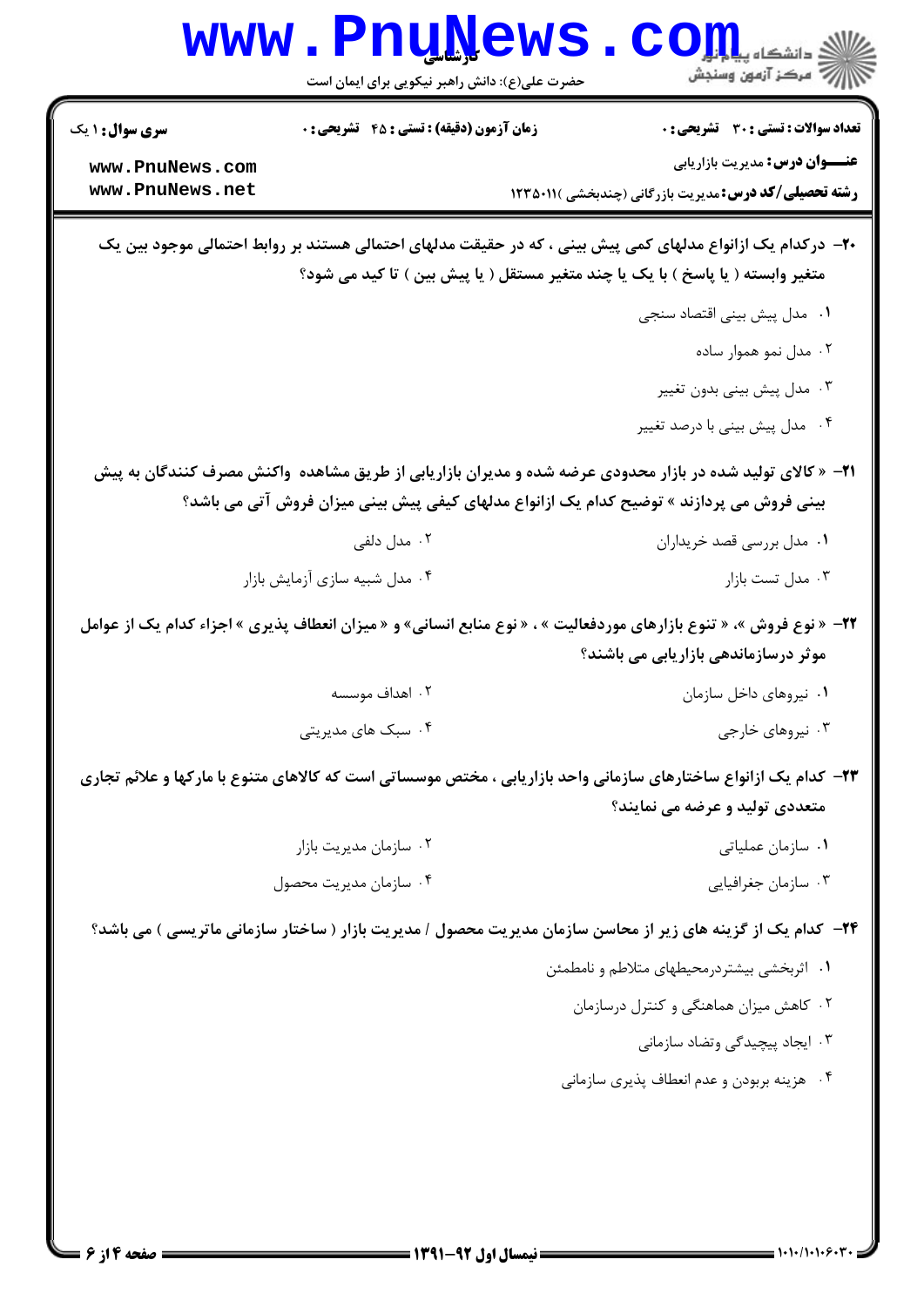**۲۰-** درکدام یک ازانواع مدلهای کمی پیش بینی ، که در حقیقت مدلهای احتمالی هستند بر روابط احتمالی موجود بین یک متغیر وابسته ( یا پاسخ ) با یک یا چند متغیر مستقل ( یا پیش بین ) تا کید می شود؟

۱. مدل پیش بینی اقتصاد سنجی

۲. مدل نمو هموار ساده

۳. مدل پیش بینی بدون تغییر

۴. مدل پیش بینی با درصد تغییر

**۲۱-** « کالای تولید شده در بازار محدودی عرضه شده و مدیران بازاریابی از طریق مشاهده واکنش مصرف کنندگان به پیش بینی فروش می پردازند » توضیح کدام یک ازانواع مدلهای کیفی پیش بینی میزان فروش آتی می باشد؟

۱. مدل بررسی قصد خریداران

۲. مدل دلفی

۳. مدل تست بازار

۴. مدل شبیه سازی آزمایش بازار

**۲۲-** « نوع فروش »، « تنوع بازارهای موردفعالیت » ، « نوع منابع انسانی» و « میزان انعطاف پذیری » اجزاء کدام یک از عوامل موثر درسازماندهی بازاریابی می باشند؟

۱. نیروهای داخل سازمان

۲. اهداف موسسه

۳. نیروهای خارجی

۴. سبک های مدیریتی

**۲۳-** کدام یک ازانواع ساختارهای سازمانی واحد بازاریابی ، مختص موسساتی است که کالاهای متنوع با مارکها و علائم تجاری متعددی تولید و عرضه می نمایند؟

۱. سازمان عملیاتی

۲. سازمان مدیریت بازار

۳. سازمان جغرافیایی

۴. سازمان مدیریت محصول

**۲۴-** کدام یک از گزینه های زیر از محاسن سازمان مدیریت محصول / مدیریت بازار ( ساختار سازمانی ماتریسی ) می باشد؟

۱. اثربخشی بیشتردرمحیطهای متلاطم و نامطمئن

۲. کاهش میزان هماهنگی و کنترل درسازمان

۳. ایجاد پیچیدگی وتضاد سازمانی

۴. هزینه بربودن و عدم انعطاف پذیری سازمانی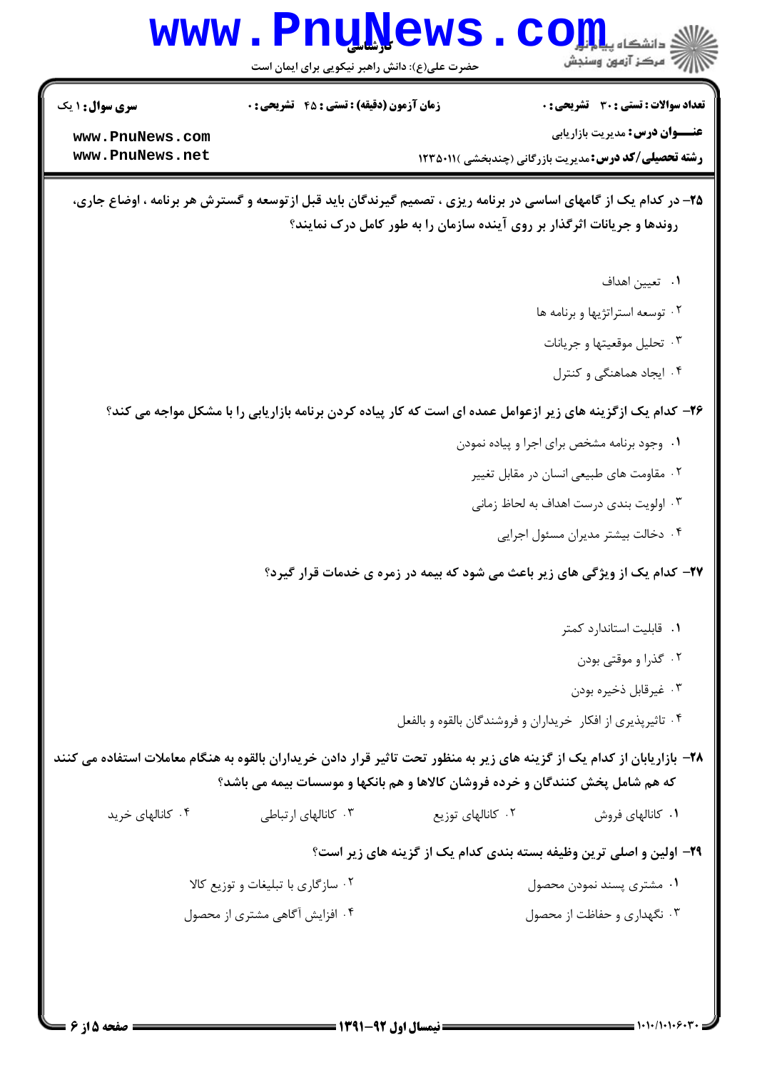۲۵- در کدام یک از گامهای اساسی در برنامه ریزی ، تصمیم گیرندگان باید قبل ازتوسعه و گسترش هر برنامه ، اوضاع جاری، روندها و جریانات اثرگذار بر روی آینده سازمان را به طور کامل درک نمایند؟

۱. تعیین اهداف

۲. توسعه استراتژیها و برنامه ها

۳. تحلیل موقعیتها و جریانات

۴. ایجاد هماهنگی و کنترل

۲۶- کدام یک ازگزینه های زیر ازعوامل عمده ای است که کار پیاده کردن برنامه بازاریابی را با مشکل مواجه می کند؟

۱. وجود برنامه مشخص برای اجرا و پیاده نمودن

۲. مقاومت های طبیعی انسان در مقابل تغییر

۳. اولویت بندی درست اهداف به لحاظ زمانی

۴. دخالت بیشتر مدیران مسئول اجرایی

۲۷- کدام یک از ویژگی های زیر باعث می شود که بیمه در زمره ی خدمات قرار گیرد؟

۱. قابلیت استاندارد کمتر

۲. گذرا و موقتی بودن

۳. غیرقابل ذخیره بودن

۴. تاثیرپذیری از افکار خریداران و فروشندگان بالقوه و بالفعل

۲۸- بازاریابان از کدام یک از گزینه های زیر به منظور تحت تاثیر قرار دادن خریداران بالقوه به هنگام معاملات استفاده می کنند که هم شامل پخش کنندگان و خرده فروشان کالاها و هم بانکها و موسسات بیمه می باشد؟

۱. کانالهای فروش

۲. کانالهای توزیع

۳. کانالهای ارتباطی

۴. کانالهای خرید

۲۹- اولین و اصلی ترین وظیفه بسته بندی کدام یک از گزینه های زیر است؟

۱. مشتری پسند نمودن محصول

۲. سازگاری با تبلیغات و توزیع کالا

۳. نگهداری و حفاظت از محصول

۴. افزایش آگاهی مشتری از محصول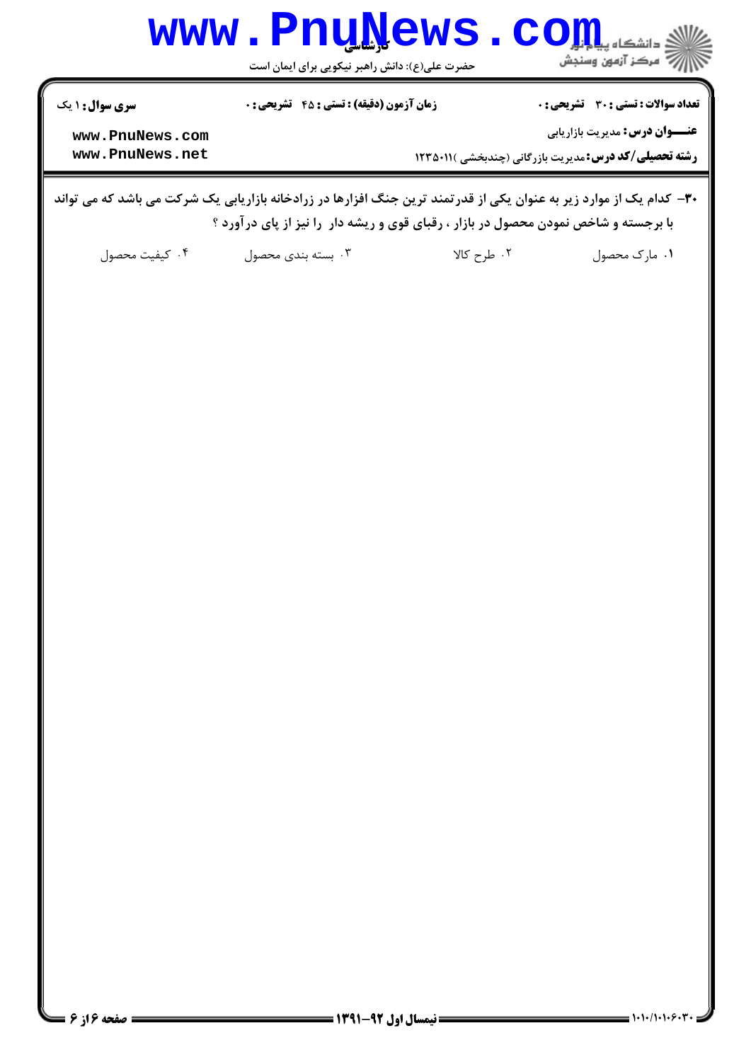**۳۰- کدام یک از موارد زیر به عنوان یکی از قدرتمند ترین جنگ افزارها در زرادخانه بازاریابی یک شرکت می باشد که می تواند با برجسته و شاخص نمودن محصول در بازار ، رقبای قوی و ریشه دار را نیز از پای درآورد ؟**

۱. مارک محصول

۲. طرح کالا

۳. بسته بندی محصول

۴. کیفیت محصول